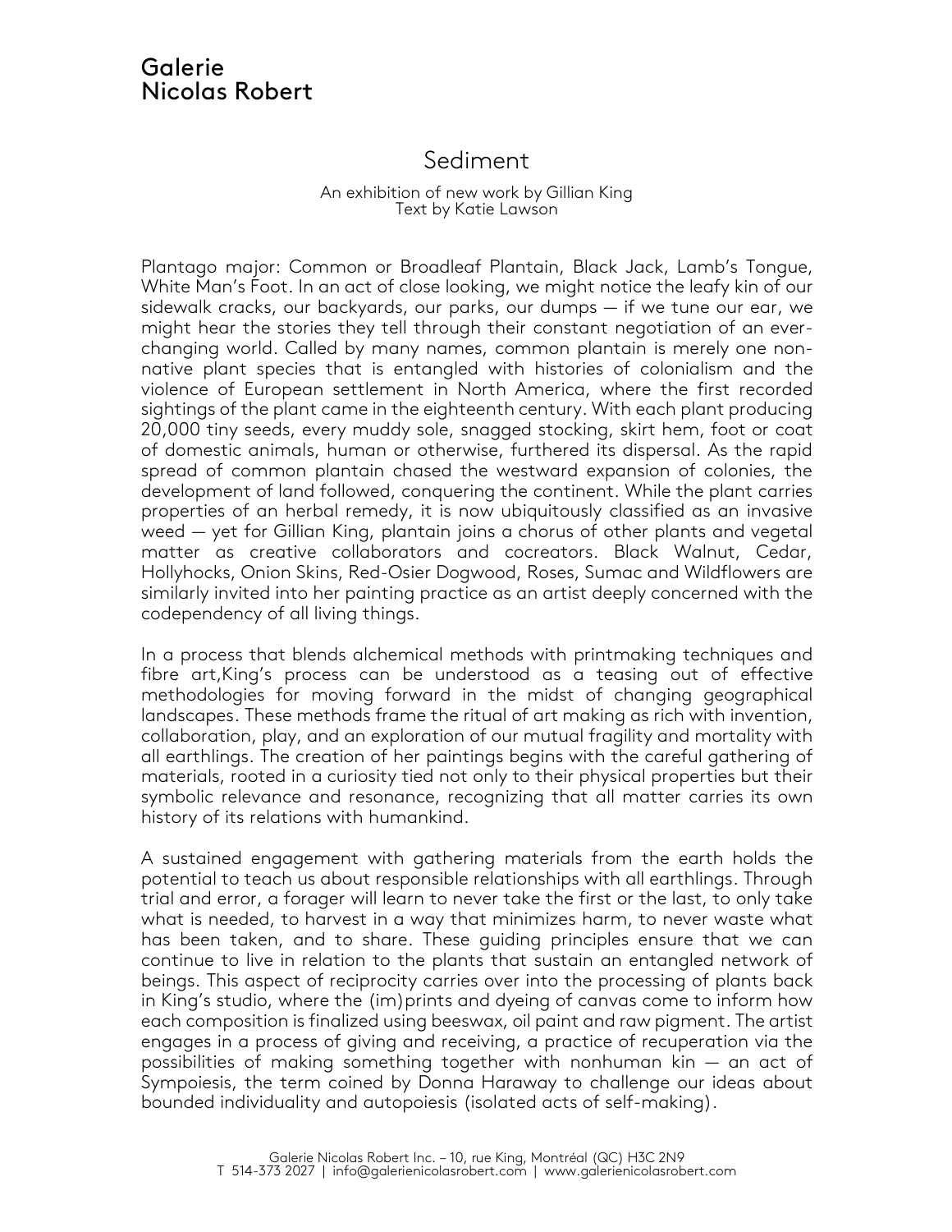Galerie
Nicolas Robert

# Sediment

An exhibition of new work by Gillian King
Text by Katie Lawson

Plantago major: Common or Broadleaf Plantain, Black Jack, Lamb's Tongue, White Man's Foot. In an act of close looking, we might notice the leafy kin of our sidewalk cracks, our backyards, our parks, our dumps — if we tune our ear, we might hear the stories they tell through their constant negotiation of an ever-changing world. Called by many names, common plantain is merely one non-native plant species that is entangled with histories of colonialism and the violence of European settlement in North America, where the first recorded sightings of the plant came in the eighteenth century. With each plant producing 20,000 tiny seeds, every muddy sole, snagged stocking, skirt hem, foot or coat of domestic animals, human or otherwise, furthered its dispersal. As the rapid spread of common plantain chased the westward expansion of colonies, the development of land followed, conquering the continent. While the plant carries properties of an herbal remedy, it is now ubiquitously classified as an invasive weed — yet for Gillian King, plantain joins a chorus of other plants and vegetal matter as creative collaborators and cocreators. Black Walnut, Cedar, Hollyhocks, Onion Skins, Red-Osier Dogwood, Roses, Sumac and Wildflowers are similarly invited into her painting practice as an artist deeply concerned with the codependency of all living things.

In a process that blends alchemical methods with printmaking techniques and fibre art,King's process can be understood as a teasing out of effective methodologies for moving forward in the midst of changing geographical landscapes. These methods frame the ritual of art making as rich with invention, collaboration, play, and an exploration of our mutual fragility and mortality with all earthlings. The creation of her paintings begins with the careful gathering of materials, rooted in a curiosity tied not only to their physical properties but their symbolic relevance and resonance, recognizing that all matter carries its own history of its relations with humankind.

A sustained engagement with gathering materials from the earth holds the potential to teach us about responsible relationships with all earthlings. Through trial and error, a forager will learn to never take the first or the last, to only take what is needed, to harvest in a way that minimizes harm, to never waste what has been taken, and to share. These guiding principles ensure that we can continue to live in relation to the plants that sustain an entangled network of beings. This aspect of reciprocity carries over into the processing of plants back in King's studio, where the (im)prints and dyeing of canvas come to inform how each composition is finalized using beeswax, oil paint and raw pigment. The artist engages in a process of giving and receiving, a practice of recuperation via the possibilities of making something together with nonhuman kin — an act of Sympoiesis, the term coined by Donna Haraway to challenge our ideas about bounded individuality and autopoiesis (isolated acts of self-making).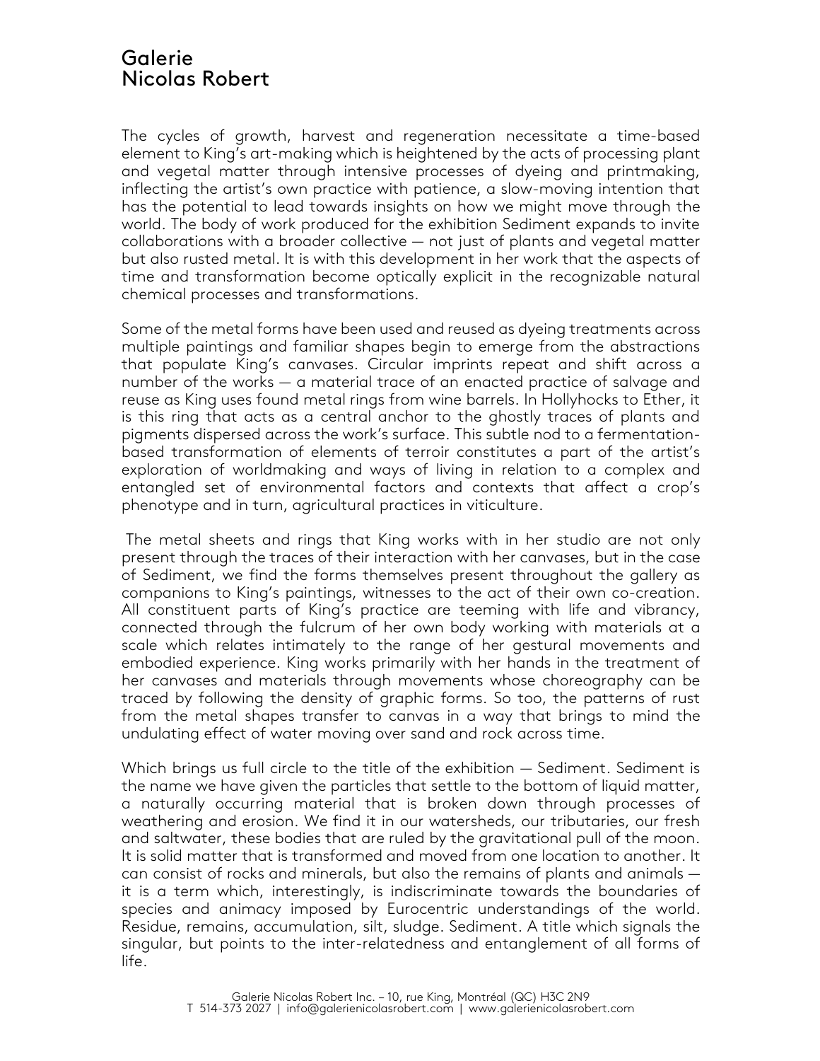The cycles of growth, harvest and regeneration necessitate a time-based element to King's art-making which is heightened by the acts of processing plant and vegetal matter through intensive processes of dyeing and printmaking, inflecting the artist's own practice with patience, a slow-moving intention that has the potential to lead towards insights on how we might move through the world. The body of work produced for the exhibition Sediment expands to invite collaborations with a broader collective — not just of plants and vegetal matter but also rusted metal. It is with this development in her work that the aspects of time and transformation become optically explicit in the recognizable natural chemical processes and transformations.

Some of the metal forms have been used and reused as dyeing treatments across multiple paintings and familiar shapes begin to emerge from the abstractions that populate King's canvases. Circular imprints repeat and shift across a number of the works — a material trace of an enacted practice of salvage and reuse as King uses found metal rings from wine barrels. In Hollyhocks to Ether, it is this ring that acts as a central anchor to the ghostly traces of plants and pigments dispersed across the work's surface. This subtle nod to a fermentation-based transformation of elements of terroir constitutes a part of the artist's exploration of worldmaking and ways of living in relation to a complex and entangled set of environmental factors and contexts that affect a crop's phenotype and in turn, agricultural practices in viticulture.

The metal sheets and rings that King works with in her studio are not only present through the traces of their interaction with her canvases, but in the case of Sediment, we find the forms themselves present throughout the gallery as companions to King's paintings, witnesses to the act of their own co-creation. All constituent parts of King's practice are teeming with life and vibrancy, connected through the fulcrum of her own body working with materials at a scale which relates intimately to the range of her gestural movements and embodied experience. King works primarily with her hands in the treatment of her canvases and materials through movements whose choreography can be traced by following the density of graphic forms. So too, the patterns of rust from the metal shapes transfer to canvas in a way that brings to mind the undulating effect of water moving over sand and rock across time.

Which brings us full circle to the title of the exhibition — Sediment. Sediment is the name we have given the particles that settle to the bottom of liquid matter, a naturally occurring material that is broken down through processes of weathering and erosion. We find it in our watersheds, our tributaries, our fresh and saltwater, these bodies that are ruled by the gravitational pull of the moon. It is solid matter that is transformed and moved from one location to another. It can consist of rocks and minerals, but also the remains of plants and animals — it is a term which, interestingly, is indiscriminate towards the boundaries of species and animacy imposed by Eurocentric understandings of the world. Residue, remains, accumulation, silt, sludge. Sediment. A title which signals the singular, but points to the inter-relatedness and entanglement of all forms of life.